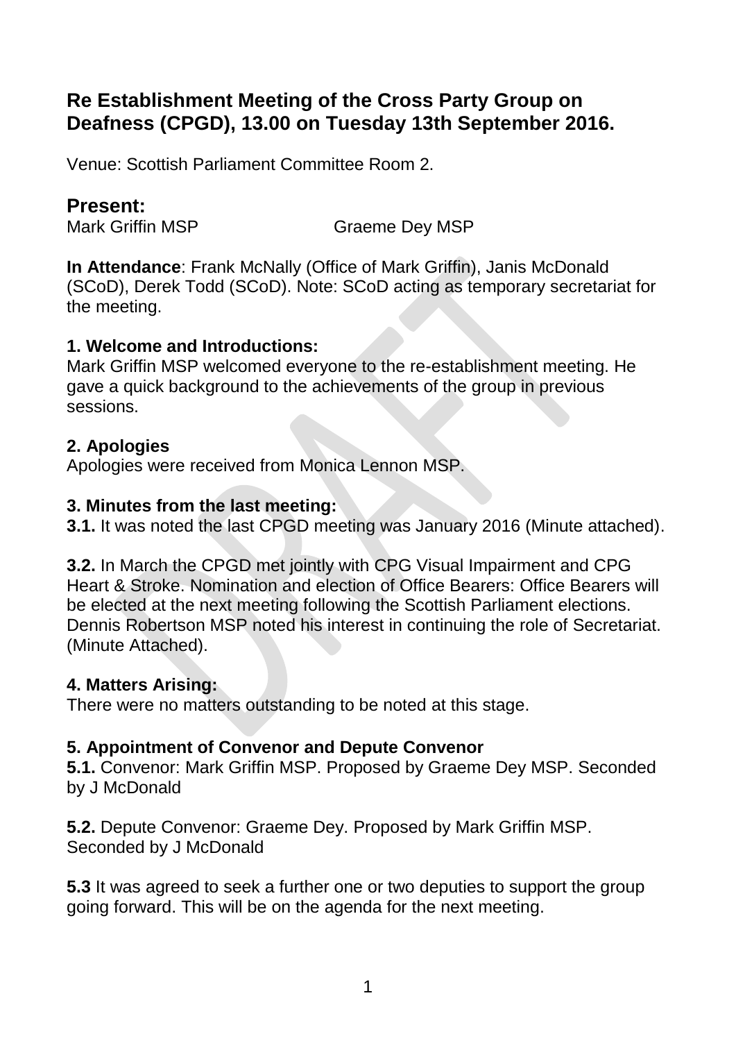# Re Establishment Meeting of the Cross Party Group on Deafness (CPGD), 13.00 on Tuesday 13th September 2016.

Venue: Scottish Parliament Committee Room 2.

## Present:

Mark Griffin MSP    Graeme Dey MSP

**In Attendance**: Frank McNally (Office of Mark Griffin), Janis McDonald (SCoD), Derek Todd (SCoD). Note: SCoD acting as temporary secretariat for the meeting.

### 1. Welcome and Introductions:

Mark Griffin MSP welcomed everyone to the re-establishment meeting. He gave a quick background to the achievements of the group in previous sessions.

### 2. Apologies

Apologies were received from Monica Lennon MSP.

### 3. Minutes from the last meeting:

**3.1.** It was noted the last CPGD meeting was January 2016 (Minute attached).

**3.2.** In March the CPGD met jointly with CPG Visual Impairment and CPG Heart & Stroke. Nomination and election of Office Bearers: Office Bearers will be elected at the next meeting following the Scottish Parliament elections. Dennis Robertson MSP noted his interest in continuing the role of Secretariat. (Minute Attached).

### 4. Matters Arising:

There were no matters outstanding to be noted at this stage.

### 5. Appointment of Convenor and Depute Convenor

**5.1.** Convenor: Mark Griffin MSP. Proposed by Graeme Dey MSP. Seconded by J McDonald

**5.2.** Depute Convenor: Graeme Dey. Proposed by Mark Griffin MSP. Seconded by J McDonald

**5.3** It was agreed to seek a further one or two deputies to support the group going forward. This will be on the agenda for the next meeting.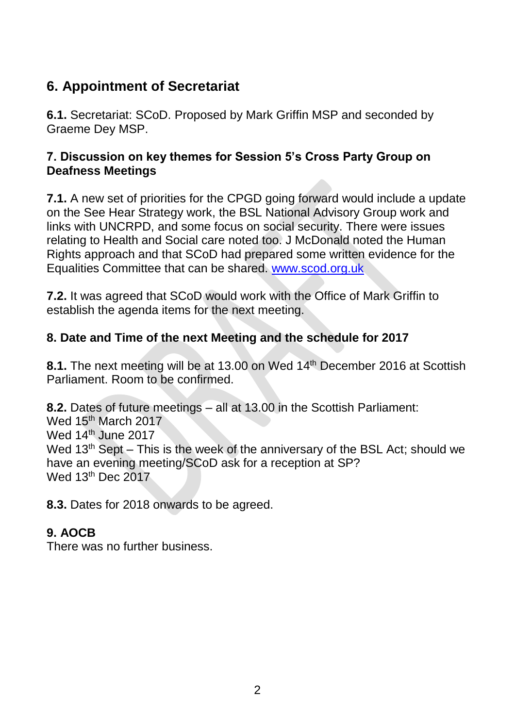## 6. Appointment of Secretariat

**6.1.** Secretariat: SCoD. Proposed by Mark Griffin MSP and seconded by Graeme Dey MSP.

### 7. Discussion on key themes for Session 5's Cross Party Group on Deafness Meetings

**7.1.** A new set of priorities for the CPGD going forward would include a update on the See Hear Strategy work, the BSL National Advisory Group work and links with UNCRPD, and some focus on social security. There were issues relating to Health and Social care noted too. J McDonald noted the Human Rights approach and that SCoD had prepared some written evidence for the Equalities Committee that can be shared. www.scod.org.uk

**7.2.** It was agreed that SCoD would work with the Office of Mark Griffin to establish the agenda items for the next meeting.

### 8. Date and Time of the next Meeting and the schedule for 2017

**8.1.** The next meeting will be at 13.00 on Wed 14th December 2016 at Scottish Parliament. Room to be confirmed.

**8.2.** Dates of future meetings – all at 13.00 in the Scottish Parliament:
Wed 15th March 2017
Wed 14th June 2017
Wed 13th Sept – This is the week of the anniversary of the BSL Act; should we have an evening meeting/SCoD ask for a reception at SP?
Wed 13th Dec 2017

**8.3.** Dates for 2018 onwards to be agreed.

### 9. AOCB

There was no further business.